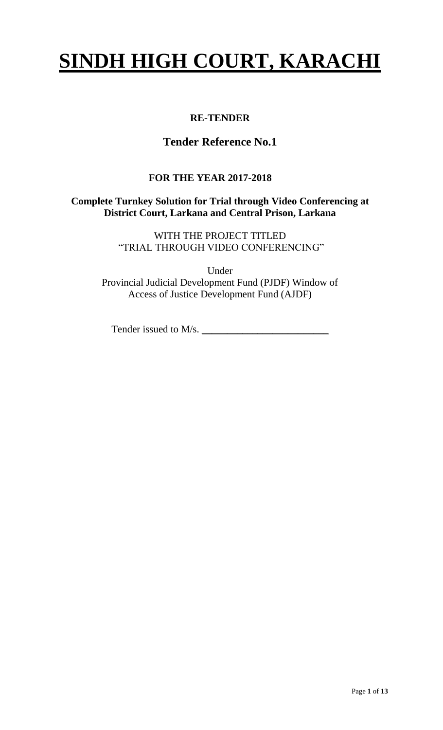# SINDH HIGH COURT, KARACHI

**RE-TENDER**

## Tender Reference No.1

**FOR THE YEAR 2017-2018**

**Complete Turnkey Solution for Trial through Video Conferencing at District Court, Larkana and Central Prison, Larkana**

WITH THE PROJECT TITLED
"TRIAL THROUGH VIDEO CONFERENCING"

Under
Provincial Judicial Development Fund (PJDF) Window of
Access of Justice Development Fund (AJDF)

Tender issued to M/s. ________________________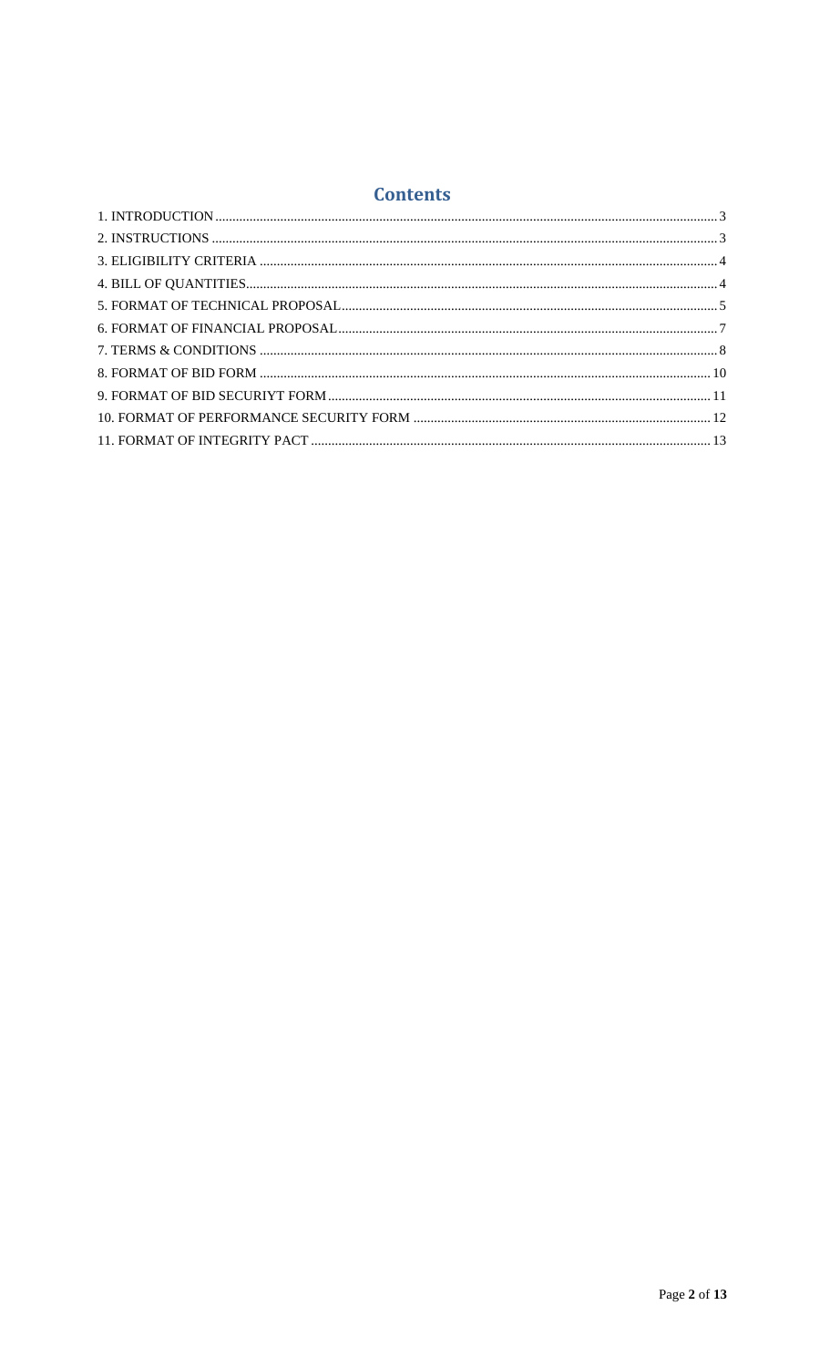# Contents

1. INTRODUCTION .......... 3
2. INSTRUCTIONS .......... 3
3. ELIGIBILITY CRITERIA .......... 4
4. BILL OF QUANTITIES .......... 4
5. FORMAT OF TECHNICAL PROPOSAL .......... 5
6. FORMAT OF FINANCIAL PROPOSAL .......... 7
7. TERMS & CONDITIONS .......... 8
8. FORMAT OF BID FORM .......... 10
9. FORMAT OF BID SECURIYT FORM .......... 11
10. FORMAT OF PERFORMANCE SECURITY FORM .......... 12
11. FORMAT OF INTEGRITY PACT .......... 13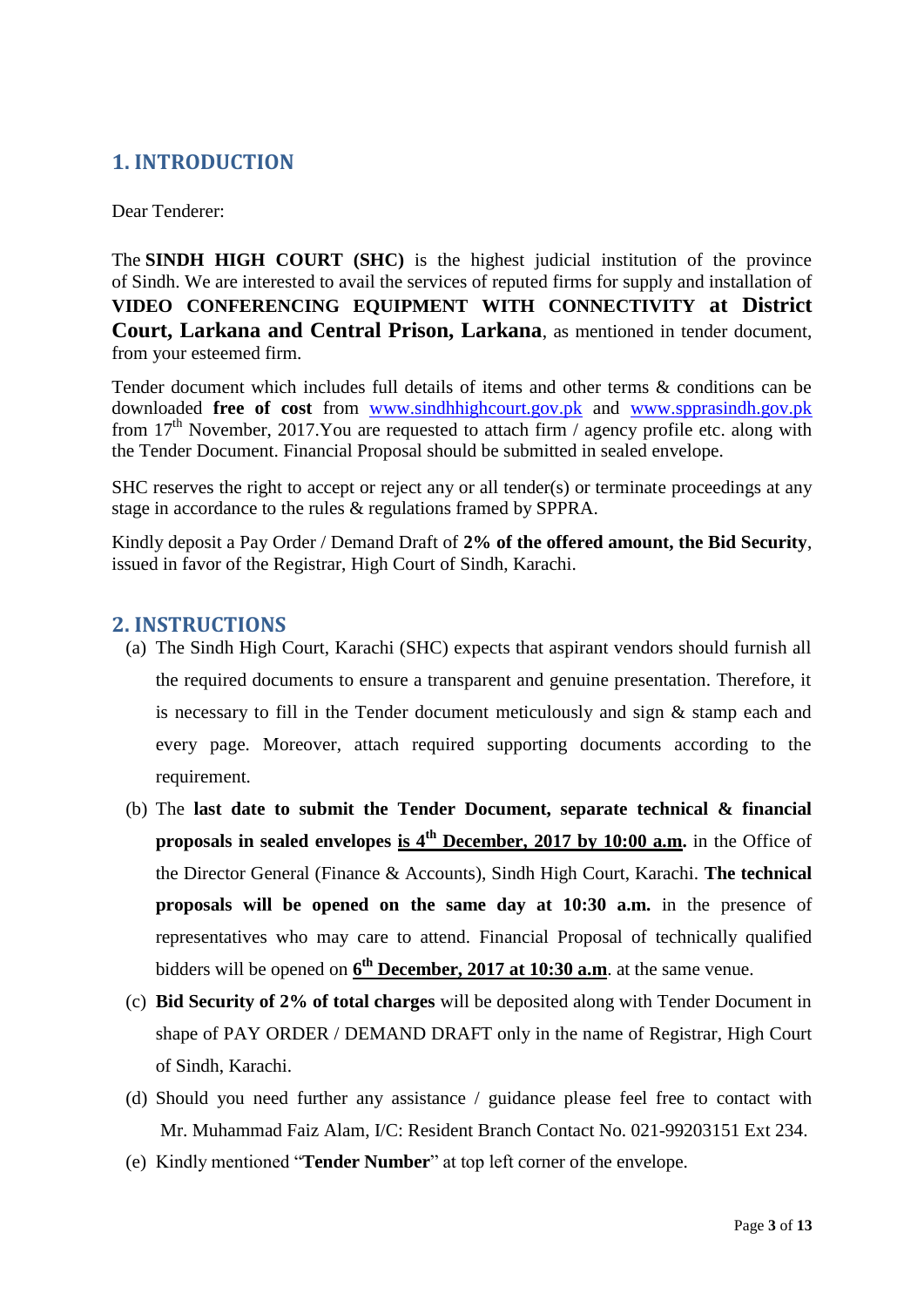# 1. INTRODUCTION

Dear Tenderer:

The **SINDH HIGH COURT (SHC)** is the highest judicial institution of the province of Sindh. We are interested to avail the services of reputed firms for supply and installation of **VIDEO CONFERENCING EQUIPMENT WITH CONNECTIVITY at District Court, Larkana and Central Prison, Larkana**, as mentioned in tender document, from your esteemed firm.

Tender document which includes full details of items and other terms & conditions can be downloaded **free of cost** from [www.sindhhighcourt.gov.pk](http://www.sindhhighcourt.gov.pk) and [www.spprasindh.gov.pk](http://www.spprasindh.gov.pk) from 17th November, 2017.You are requested to attach firm / agency profile etc. along with the Tender Document. Financial Proposal should be submitted in sealed envelope.

SHC reserves the right to accept or reject any or all tender(s) or terminate proceedings at any stage in accordance to the rules & regulations framed by SPPRA.

Kindly deposit a Pay Order / Demand Draft of **2% of the offered amount, the Bid Security**, issued in favor of the Registrar, High Court of Sindh, Karachi.

# 2. INSTRUCTIONS

(a) The Sindh High Court, Karachi (SHC) expects that aspirant vendors should furnish all the required documents to ensure a transparent and genuine presentation. Therefore, it is necessary to fill in the Tender document meticulously and sign & stamp each and every page. Moreover, attach required supporting documents according to the requirement.

(b) The **last date to submit the Tender Document, separate technical & financial proposals in sealed envelopes <u>is 4th December, 2017 by 10:00 a.m</u>.** in the Office of the Director General (Finance & Accounts), Sindh High Court, Karachi. **The technical proposals will be opened on the same day at 10:30 a.m.** in the presence of representatives who may care to attend. Financial Proposal of technically qualified bidders will be opened on **<u>6th December, 2017 at 10:30 a.m</u>**. at the same venue.

(c) **Bid Security of 2% of total charges** will be deposited along with Tender Document in shape of PAY ORDER / DEMAND DRAFT only in the name of Registrar, High Court of Sindh, Karachi.

(d) Should you need further any assistance / guidance please feel free to contact with Mr. Muhammad Faiz Alam, I/C: Resident Branch Contact No. 021-99203151 Ext 234.

(e) Kindly mentioned "**Tender Number**" at top left corner of the envelope.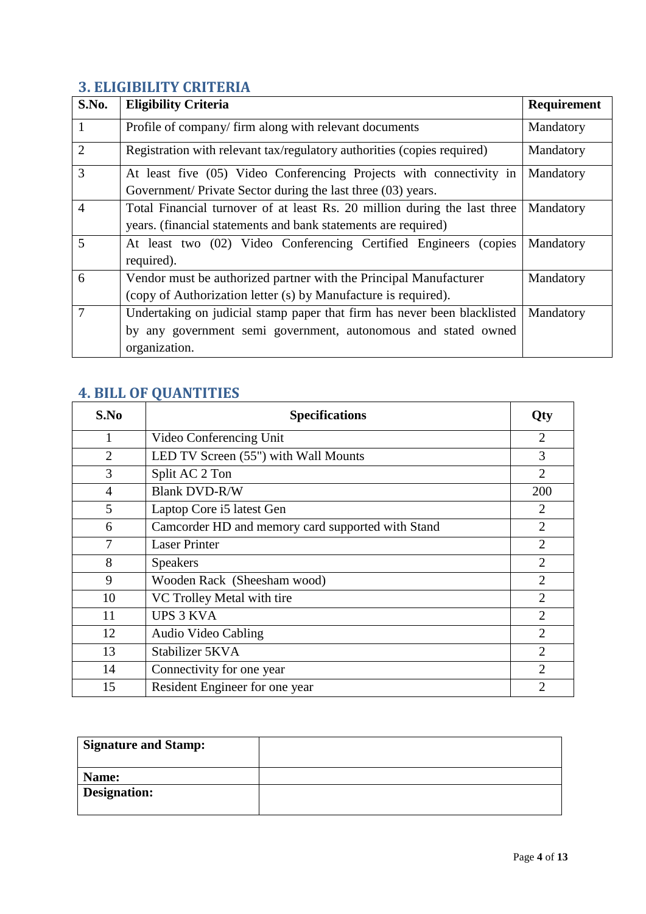## 3. ELIGIBILITY CRITERIA

| S.No. | Eligibility Criteria | Requirement |
|---|---|---|
| 1 | Profile of company/ firm along with relevant documents | Mandatory |
| 2 | Registration with relevant tax/regulatory authorities (copies required) | Mandatory |
| 3 | At least five (05) Video Conferencing Projects with connectivity in Government/ Private Sector during the last three (03) years. | Mandatory |
| 4 | Total Financial turnover of at least Rs. 20 million during the last three years. (financial statements and bank statements are required) | Mandatory |
| 5 | At least two (02) Video Conferencing Certified Engineers (copies required). | Mandatory |
| 6 | Vendor must be authorized partner with the Principal Manufacturer (copy of Authorization letter (s) by Manufacture is required). | Mandatory |
| 7 | Undertaking on judicial stamp paper that firm has never been blacklisted by any government semi government, autonomous and stated owned organization. | Mandatory |

## 4. BILL OF QUANTITIES

| S.No | Specifications | Qty |
|---|---|---|
| 1 | Video Conferencing Unit | 2 |
| 2 | LED TV Screen (55") with Wall Mounts | 3 |
| 3 | Split AC 2 Ton | 2 |
| 4 | Blank DVD-R/W | 200 |
| 5 | Laptop Core i5 latest Gen | 2 |
| 6 | Camcorder HD and memory card supported with Stand | 2 |
| 7 | Laser Printer | 2 |
| 8 | Speakers | 2 |
| 9 | Wooden Rack (Sheesham wood) | 2 |
| 10 | VC Trolley Metal with tire | 2 |
| 11 | UPS 3 KVA | 2 |
| 12 | Audio Video Cabling | 2 |
| 13 | Stabilizer 5KVA | 2 |
| 14 | Connectivity for one year | 2 |
| 15 | Resident Engineer for one year | 2 |

| **Signature and Stamp:** | |
|---|---|
| **Name:** | |
| **Designation:** | |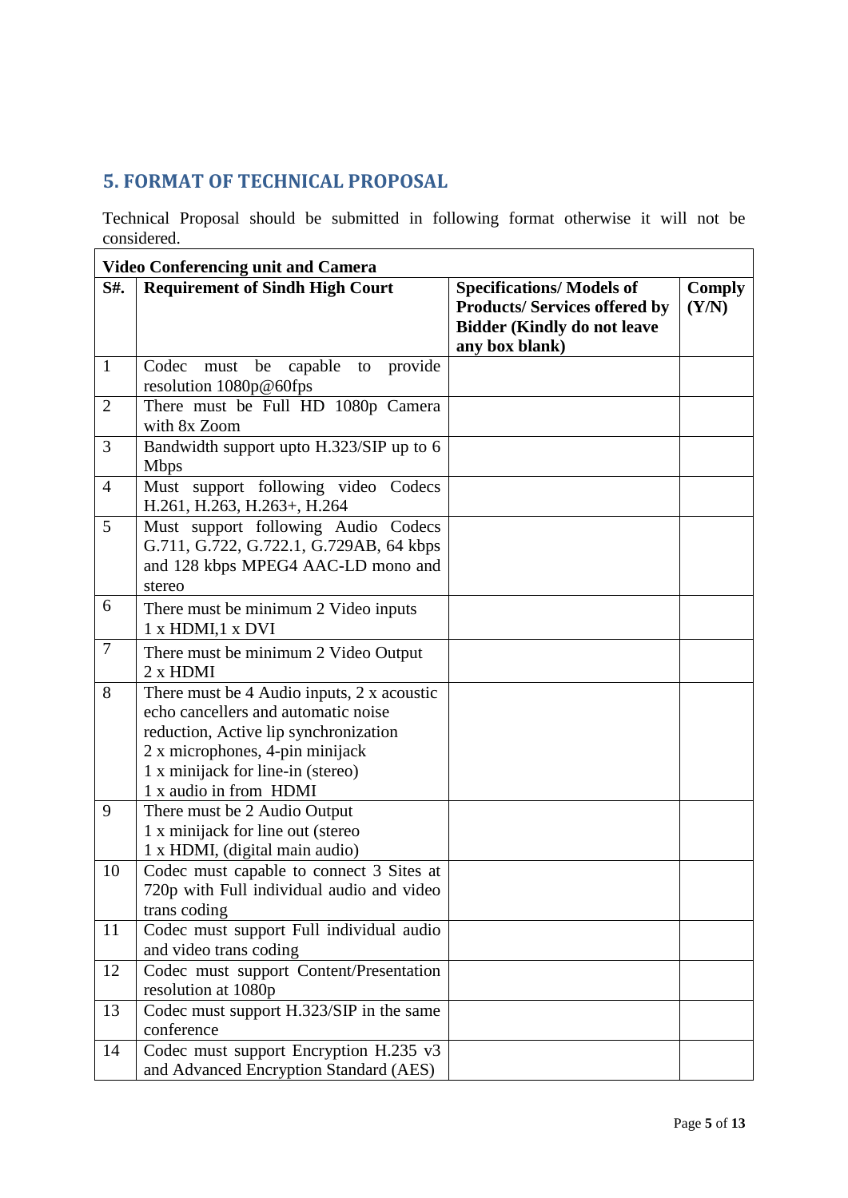## 5. FORMAT OF TECHNICAL PROPOSAL

Technical Proposal should be submitted in following format otherwise it will not be considered.

| **Video Conferencing unit and Camera** | | | |
|---|---|---|---|
| **S#.** | **Requirement of Sindh High Court** | **Specifications/ Models of Products/ Services offered by Bidder (Kindly do not leave any box blank)** | **Comply (Y/N)** |
| 1 | Codec must be capable to provide resolution 1080p@60fps | | |
| 2 | There must be Full HD 1080p Camera with 8x Zoom | | |
| 3 | Bandwidth support upto H.323/SIP up to 6 Mbps | | |
| 4 | Must support following video Codecs H.261, H.263, H.263+, H.264 | | |
| 5 | Must support following Audio Codecs G.711, G.722, G.722.1, G.729AB, 64 kbps and 128 kbps MPEG4 AAC-LD mono and stereo | | |
| 6 | There must be minimum 2 Video inputs<br>1 x HDMI,1 x DVI | | |
| 7 | There must be minimum 2 Video Output<br>2 x HDMI | | |
| 8 | There must be 4 Audio inputs, 2 x acoustic echo cancellers and automatic noise reduction, Active lip synchronization<br>2 x microphones, 4-pin minijack<br>1 x minijack for line-in (stereo)<br>1 x audio in from HDMI | | |
| 9 | There must be 2 Audio Output<br>1 x minijack for line out (stereo<br>1 x HDMI, (digital main audio) | | |
| 10 | Codec must capable to connect 3 Sites at 720p with Full individual audio and video trans coding | | |
| 11 | Codec must support Full individual audio and video trans coding | | |
| 12 | Codec must support Content/Presentation resolution at 1080p | | |
| 13 | Codec must support H.323/SIP in the same conference | | |
| 14 | Codec must support Encryption H.235 v3 and Advanced Encryption Standard (AES) | | |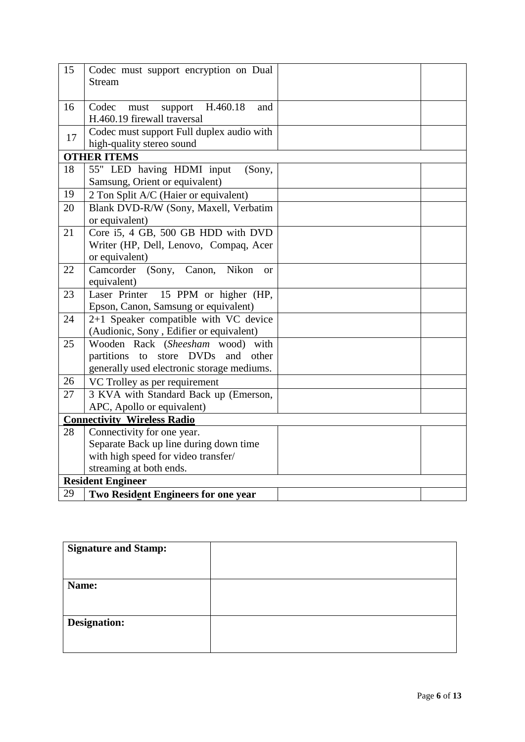| | | | |
|---|---|---|---|
| 15 | Codec must support encryption on Dual Stream | | |
| 16 | Codec must support H.460.18 and H.460.19 firewall traversal | | |
| 17 | Codec must support Full duplex audio with high-quality stereo sound | | |
| **OTHER ITEMS** | | | |
| 18 | 55" LED having HDMI input (Sony, Samsung, Orient or equivalent) | | |
| 19 | 2 Ton Split A/C (Haier or equivalent) | | |
| 20 | Blank DVD-R/W (Sony, Maxell, Verbatim or equivalent) | | |
| 21 | Core i5, 4 GB, 500 GB HDD with DVD Writer (HP, Dell, Lenovo, Compaq, Acer or equivalent) | | |
| 22 | Camcorder (Sony, Canon, Nikon or equivalent) | | |
| 23 | Laser Printer 15 PPM or higher (HP, Epson, Canon, Samsung or equivalent) | | |
| 24 | 2+1 Speaker compatible with VC device (Audionic, Sony , Edifier or equivalent) | | |
| 25 | Wooden Rack (*Sheesham* wood) with partitions to store DVDs and other generally used electronic storage mediums. | | |
| 26 | VC Trolley as per requirement | | |
| 27 | 3 KVA with Standard Back up (Emerson, APC, Apollo or equivalent) | | |
| **Connectivity Wireless Radio** | | | |
| 28 | Connectivity for one year.<br>Separate Back up line during down time with high speed for video transfer/ streaming at both ends. | | |
| **Resident Engineer** | | | |
| 29 | **Two Resident Engineers for one year** | | |

| | |
|---|---|
| **Signature and Stamp:** | |
| **Name:** | |
| **Designation:** | |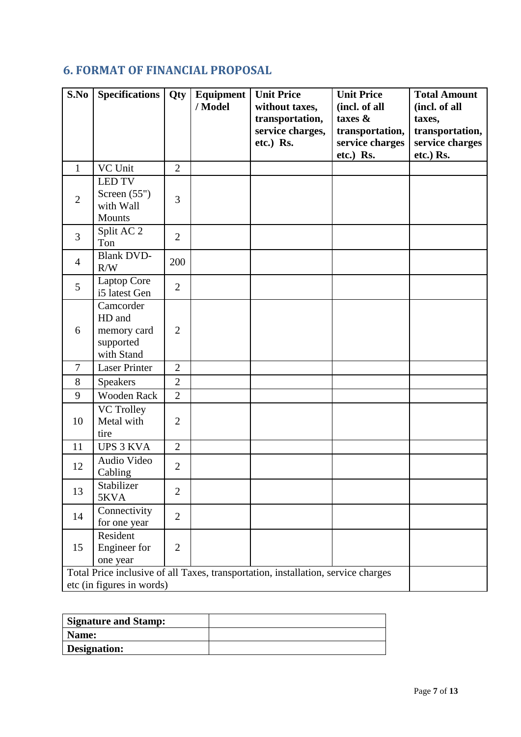## 6. FORMAT OF FINANCIAL PROPOSAL

| S.No | Specifications | Qty | Equipment / Model | Unit Price without taxes, transportation, service charges, etc.) Rs. | Unit Price (incl. of all taxes & transportation, service charges etc.) Rs. | Total Amount (incl. of all taxes, transportation, service charges etc.) Rs. |
|---|---|---|---|---|---|---|
| 1 | VC Unit | 2 | | | | |
| 2 | LED TV Screen (55") with Wall Mounts | 3 | | | | |
| 3 | Split AC 2 Ton | 2 | | | | |
| 4 | Blank DVD-R/W | 200 | | | | |
| 5 | Laptop Core i5 latest Gen | 2 | | | | |
| 6 | Camcorder HD and memory card supported with Stand | 2 | | | | |
| 7 | Laser Printer | 2 | | | | |
| 8 | Speakers | 2 | | | | |
| 9 | Wooden Rack | 2 | | | | |
| 10 | VC Trolley Metal with tire | 2 | | | | |
| 11 | UPS 3 KVA | 2 | | | | |
| 12 | Audio Video Cabling | 2 | | | | |
| 13 | Stabilizer 5KVA | 2 | | | | |
| 14 | Connectivity for one year | 2 | | | | |
| 15 | Resident Engineer for one year | 2 | | | | |
| Total Price inclusive of all Taxes, transportation, installation, service charges etc (in figures in words) | | | | | | |

| **Signature and Stamp:** | |
|---|---|
| **Name:** | |
| **Designation:** | |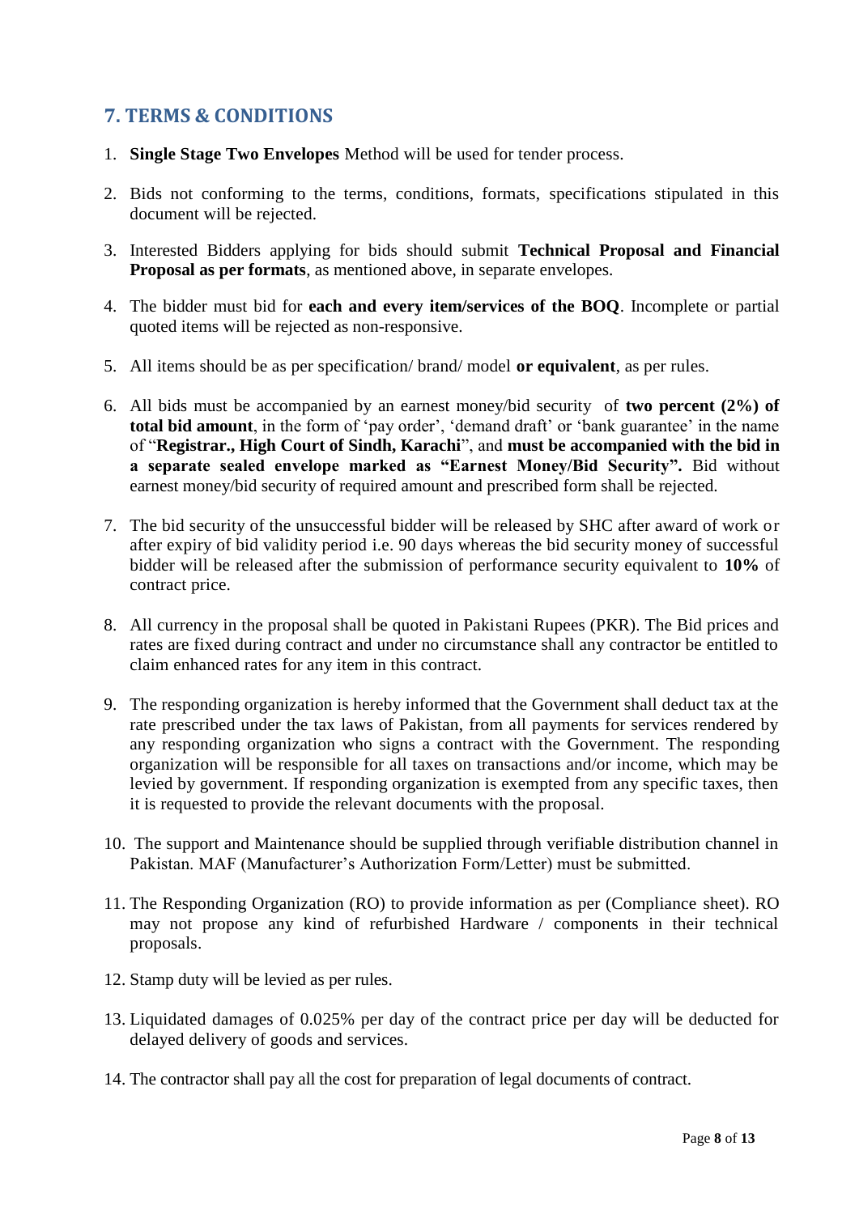## 7. TERMS & CONDITIONS

1. **Single Stage Two Envelopes** Method will be used for tender process.

2. Bids not conforming to the terms, conditions, formats, specifications stipulated in this document will be rejected.

3. Interested Bidders applying for bids should submit **Technical Proposal and Financial Proposal as per formats**, as mentioned above, in separate envelopes.

4. The bidder must bid for **each and every item/services of the BOQ**. Incomplete or partial quoted items will be rejected as non-responsive.

5. All items should be as per specification/ brand/ model **or equivalent**, as per rules.

6. All bids must be accompanied by an earnest money/bid security of **two percent (2%) of total bid amount**, in the form of 'pay order', 'demand draft' or 'bank guarantee' in the name of "**Registrar., High Court of Sindh, Karachi**", and **must be accompanied with the bid in a separate sealed envelope marked as "Earnest Money/Bid Security".** Bid without earnest money/bid security of required amount and prescribed form shall be rejected.

7. The bid security of the unsuccessful bidder will be released by SHC after award of work or after expiry of bid validity period i.e. 90 days whereas the bid security money of successful bidder will be released after the submission of performance security equivalent to **10%** of contract price.

8. All currency in the proposal shall be quoted in Pakistani Rupees (PKR). The Bid prices and rates are fixed during contract and under no circumstance shall any contractor be entitled to claim enhanced rates for any item in this contract.

9. The responding organization is hereby informed that the Government shall deduct tax at the rate prescribed under the tax laws of Pakistan, from all payments for services rendered by any responding organization who signs a contract with the Government. The responding organization will be responsible for all taxes on transactions and/or income, which may be levied by government. If responding organization is exempted from any specific taxes, then it is requested to provide the relevant documents with the proposal.

10. The support and Maintenance should be supplied through verifiable distribution channel in Pakistan. MAF (Manufacturer's Authorization Form/Letter) must be submitted.

11. The Responding Organization (RO) to provide information as per (Compliance sheet). RO may not propose any kind of refurbished Hardware / components in their technical proposals.

12. Stamp duty will be levied as per rules.

13. Liquidated damages of 0.025% per day of the contract price per day will be deducted for delayed delivery of goods and services.

14. The contractor shall pay all the cost for preparation of legal documents of contract.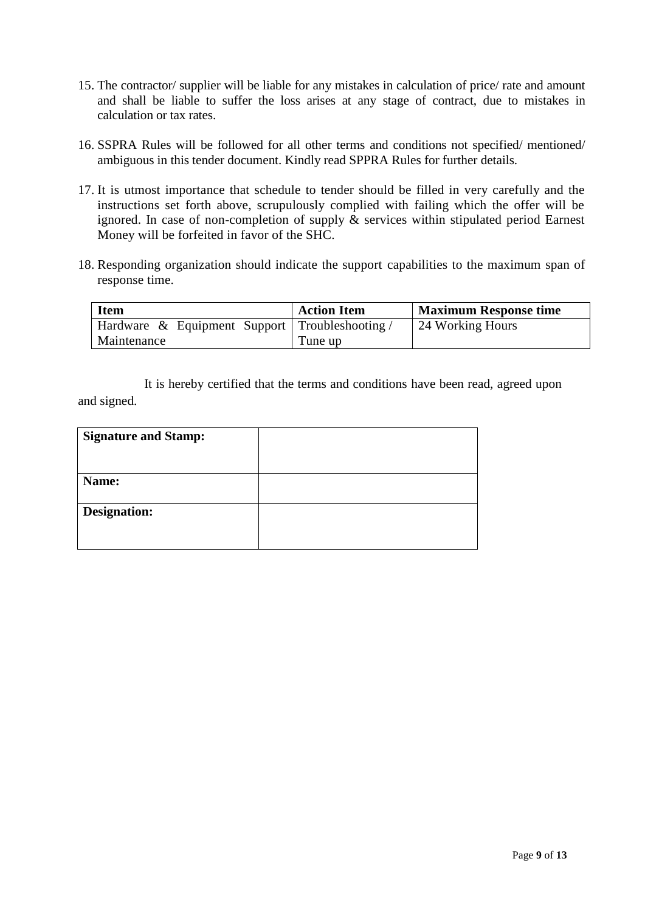15. The contractor/ supplier will be liable for any mistakes in calculation of price/ rate and amount and shall be liable to suffer the loss arises at any stage of contract, due to mistakes in calculation or tax rates.

16. SSPRA Rules will be followed for all other terms and conditions not specified/ mentioned/ ambiguous in this tender document. Kindly read SPPRA Rules for further details.

17. It is utmost importance that schedule to tender should be filled in very carefully and the instructions set forth above, scrupulously complied with failing which the offer will be ignored. In case of non-completion of supply & services within stipulated period Earnest Money will be forfeited in favor of the SHC.

18. Responding organization should indicate the support capabilities to the maximum span of response time.

| Item | Action Item | Maximum Response time |
|---|---|---|
| Hardware & Equipment Support Maintenance | Troubleshooting / Tune up | 24 Working Hours |

It is hereby certified that the terms and conditions have been read, agreed upon and signed.

| **Signature and Stamp:** | |
|---|---|
| **Name:** | |
| **Designation:** | |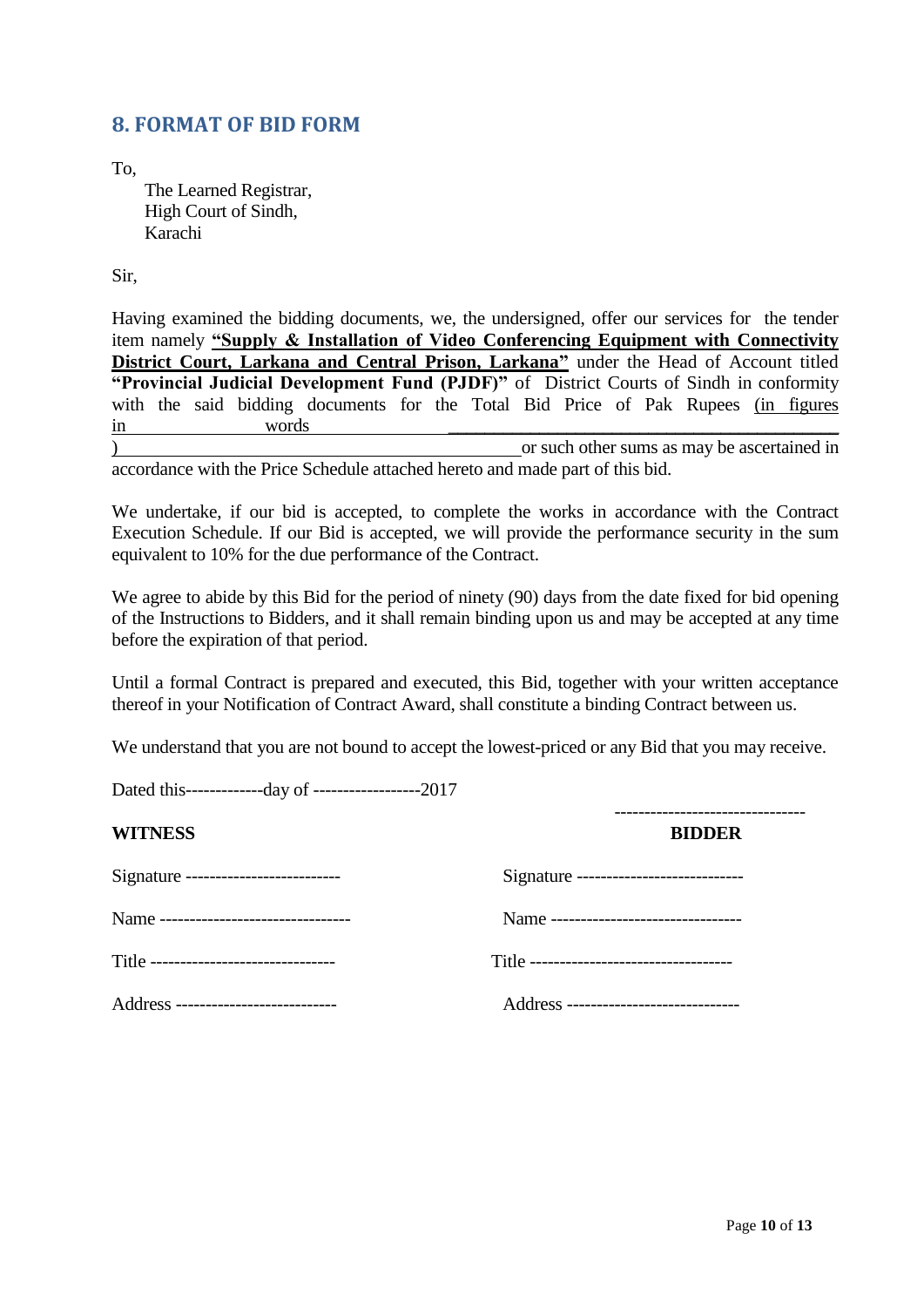## 8. FORMAT OF BID FORM

To,

The Learned Registrar,
High Court of Sindh,
Karachi

Sir,

Having examined the bidding documents, we, the undersigned, offer our services for the tender item namely **"Supply & Installation of Video Conferencing Equipment with Connectivity District Court, Larkana and Central Prison, Larkana"** under the Head of Account titled **"Provincial Judicial Development Fund (PJDF)"** of District Courts of Sindh in conformity with the said bidding documents for the Total Bid Price of Pak Rupees (in figures ____________________ in words ____________________) ____________________ or such other sums as may be ascertained in accordance with the Price Schedule attached hereto and made part of this bid.

We undertake, if our bid is accepted, to complete the works in accordance with the Contract Execution Schedule. If our Bid is accepted, we will provide the performance security in the sum equivalent to 10% for the due performance of the Contract.

We agree to abide by this Bid for the period of ninety (90) days from the date fixed for bid opening of the Instructions to Bidders, and it shall remain binding upon us and may be accepted at any time before the expiration of that period.

Until a formal Contract is prepared and executed, this Bid, together with your written acceptance thereof in your Notification of Contract Award, shall constitute a binding Contract between us.

We understand that you are not bound to accept the lowest-priced or any Bid that you may receive.

Dated this-------------day of ------------------2017

| **WITNESS** | **BIDDER** |
|---|---|
| Signature -------------------------- | Signature ---------------------------- |
| Name -------------------------------- | Name -------------------------------- |
| Title ------------------------------- | Title ---------------------------------- |
| Address -------------------------- | Address ---------------------------- |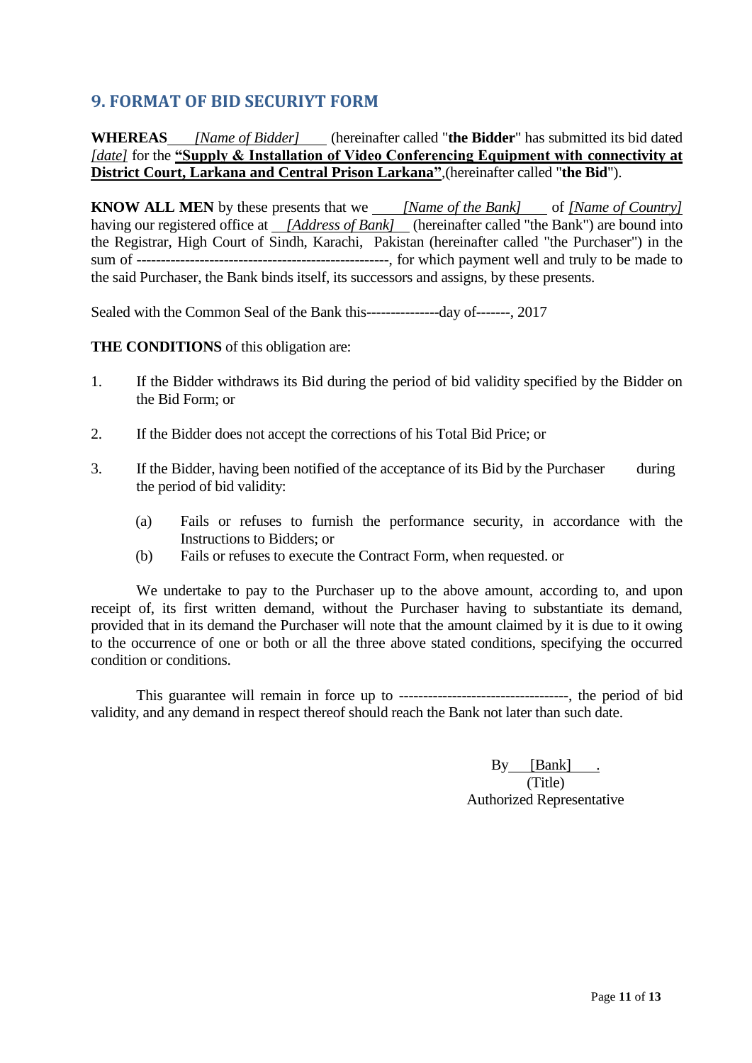## 9. FORMAT OF BID SECURIYT FORM

**WHEREAS** *[Name of Bidder]* (hereinafter called "**the Bidder**" has submitted its bid dated *[date]* for the **"Supply & Installation of Video Conferencing Equipment with connectivity at District Court, Larkana and Central Prison Larkana"**,(hereinafter called "**the Bid**").

**KNOW ALL MEN** by these presents that we *[Name of the Bank]* of *[Name of Country]* having our registered office at *[Address of Bank]* (hereinafter called "the Bank") are bound into the Registrar, High Court of Sindh, Karachi, Pakistan (hereinafter called "the Purchaser") in the sum of -----------------------------------------------------, for which payment well and truly to be made to the said Purchaser, the Bank binds itself, its successors and assigns, by these presents.

Sealed with the Common Seal of the Bank this---------------day of-------, 2017

**THE CONDITIONS** of this obligation are:

1. If the Bidder withdraws its Bid during the period of bid validity specified by the Bidder on the Bid Form; or

2. If the Bidder does not accept the corrections of his Total Bid Price; or

3. If the Bidder, having been notified of the acceptance of its Bid by the Purchaser during the period of bid validity:

    (a) Fails or refuses to furnish the performance security, in accordance with the Instructions to Bidders; or

    (b) Fails or refuses to execute the Contract Form, when requested. or

We undertake to pay to the Purchaser up to the above amount, according to, and upon receipt of, its first written demand, without the Purchaser having to substantiate its demand, provided that in its demand the Purchaser will note that the amount claimed by it is due to it owing to the occurrence of one or both or all the three above stated conditions, specifying the occurred condition or conditions.

This guarantee will remain in force up to ----------------------------------, the period of bid validity, and any demand in respect thereof should reach the Bank not later than such date.

By [Bank] .
(Title)
Authorized Representative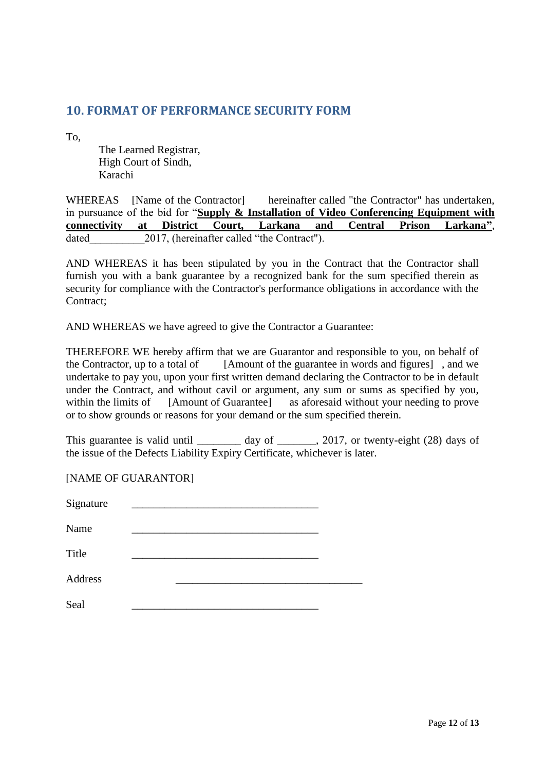## 10. FORMAT OF PERFORMANCE SECURITY FORM

To,

The Learned Registrar,
High Court of Sindh,
Karachi

WHEREAS [Name of the Contractor] hereinafter called "the Contractor" has undertaken, in pursuance of the bid for "**Supply & Installation of Video Conferencing Equipment with connectivity at District Court, Larkana and Central Prison Larkana"**, dated__________2017, (hereinafter called "the Contract").

AND WHEREAS it has been stipulated by you in the Contract that the Contractor shall furnish you with a bank guarantee by a recognized bank for the sum specified therein as security for compliance with the Contractor's performance obligations in accordance with the Contract;

AND WHEREAS we have agreed to give the Contractor a Guarantee:

THEREFORE WE hereby affirm that we are Guarantor and responsible to you, on behalf of the Contractor, up to a total of [Amount of the guarantee in words and figures] , and we undertake to pay you, upon your first written demand declaring the Contractor to be in default under the Contract, and without cavil or argument, any sum or sums as specified by you, within the limits of [Amount of Guarantee] as aforesaid without your needing to prove or to show grounds or reasons for your demand or the sum specified therein.

This guarantee is valid until ________ day of _______, 2017, or twenty-eight (28) days of the issue of the Defects Liability Expiry Certificate, whichever is later.

[NAME OF GUARANTOR]

Signature __________________________________

Name __________________________________

Title __________________________________

Address __________________________________

Seal __________________________________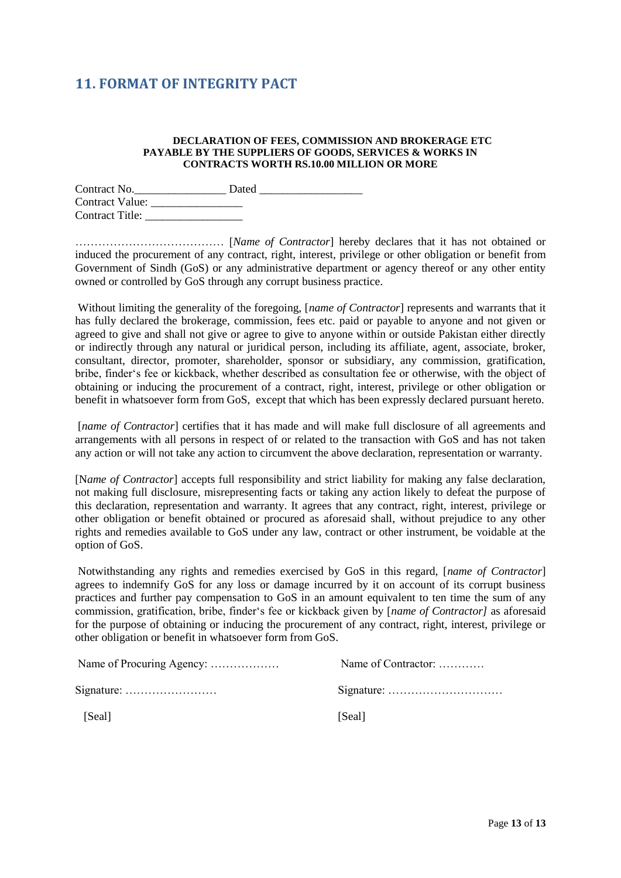## 11. FORMAT OF INTEGRITY PACT

**DECLARATION OF FEES, COMMISSION AND BROKERAGE ETC PAYABLE BY THE SUPPLIERS OF GOODS, SERVICES & WORKS IN CONTRACTS WORTH RS.10.00 MILLION OR MORE**

Contract No.________________ Dated __________________
Contract Value: ________________
Contract Title: _________________

………………………………… [*Name of Contractor*] hereby declares that it has not obtained or induced the procurement of any contract, right, interest, privilege or other obligation or benefit from Government of Sindh (GoS) or any administrative department or agency thereof or any other entity owned or controlled by GoS through any corrupt business practice.

Without limiting the generality of the foregoing, [*name of Contractor*] represents and warrants that it has fully declared the brokerage, commission, fees etc. paid or payable to anyone and not given or agreed to give and shall not give or agree to give to anyone within or outside Pakistan either directly or indirectly through any natural or juridical person, including its affiliate, agent, associate, broker, consultant, director, promoter, shareholder, sponsor or subsidiary, any commission, gratification, bribe, finder's fee or kickback, whether described as consultation fee or otherwise, with the object of obtaining or inducing the procurement of a contract, right, interest, privilege or other obligation or benefit in whatsoever form from GoS, except that which has been expressly declared pursuant hereto.

[*name of Contractor*] certifies that it has made and will make full disclosure of all agreements and arrangements with all persons in respect of or related to the transaction with GoS and has not taken any action or will not take any action to circumvent the above declaration, representation or warranty.

[N*ame of Contractor*] accepts full responsibility and strict liability for making any false declaration, not making full disclosure, misrepresenting facts or taking any action likely to defeat the purpose of this declaration, representation and warranty. It agrees that any contract, right, interest, privilege or other obligation or benefit obtained or procured as aforesaid shall, without prejudice to any other rights and remedies available to GoS under any law, contract or other instrument, be voidable at the option of GoS.

Notwithstanding any rights and remedies exercised by GoS in this regard, [*name of Contractor*] agrees to indemnify GoS for any loss or damage incurred by it on account of its corrupt business practices and further pay compensation to GoS in an amount equivalent to ten time the sum of any commission, gratification, bribe, finder's fee or kickback given by [*name of Contractor]* as aforesaid for the purpose of obtaining or inducing the procurement of any contract, right, interest, privilege or other obligation or benefit in whatsoever form from GoS.

Name of Procuring Agency: ………………

Signature: ……………………

[Seal]

Name of Contractor: …………

Signature: …………………………

[Seal]